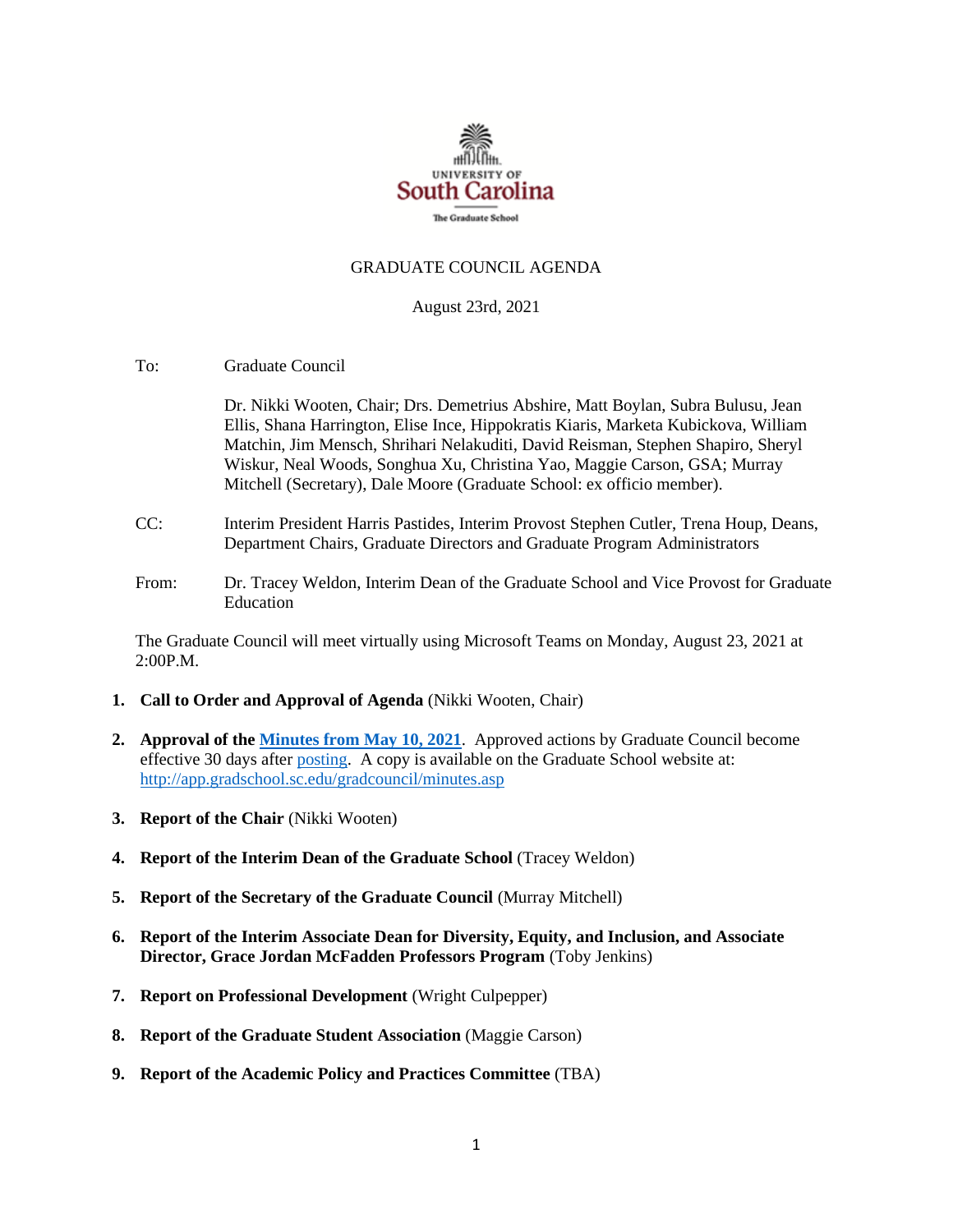UNIVERSITY OF
South Carolina
The Graduate School

# GRADUATE COUNCIL AGENDA

August 23rd, 2021

To: Graduate Council

Dr. Nikki Wooten, Chair; Drs. Demetrius Abshire, Matt Boylan, Subra Bulusu, Jean Ellis, Shana Harrington, Elise Ince, Hippokratis Kiaris, Marketa Kubickova, William Matchin, Jim Mensch, Shrihari Nelakuditi, David Reisman, Stephen Shapiro, Sheryl Wiskur, Neal Woods, Songhua Xu, Christina Yao, Maggie Carson, GSA; Murray Mitchell (Secretary), Dale Moore (Graduate School: ex officio member).

CC: Interim President Harris Pastides, Interim Provost Stephen Cutler, Trena Houp, Deans, Department Chairs, Graduate Directors and Graduate Program Administrators

From: Dr. Tracey Weldon, Interim Dean of the Graduate School and Vice Provost for Graduate Education

The Graduate Council will meet virtually using Microsoft Teams on Monday, August 23, 2021 at 2:00P.M.

1. **Call to Order and Approval of Agenda** (Nikki Wooten, Chair)

2. **Approval of the [Minutes from May 10, 2021](#)**. Approved actions by Graduate Council become effective 30 days after [posting](#). A copy is available on the Graduate School website at: http://app.gradschool.sc.edu/gradcouncil/minutes.asp

3. **Report of the Chair** (Nikki Wooten)

4. **Report of the Interim Dean of the Graduate School** (Tracey Weldon)

5. **Report of the Secretary of the Graduate Council** (Murray Mitchell)

6. **Report of the Interim Associate Dean for Diversity, Equity, and Inclusion, and Associate Director, Grace Jordan McFadden Professors Program** (Toby Jenkins)

7. **Report on Professional Development** (Wright Culpepper)

8. **Report of the Graduate Student Association** (Maggie Carson)

9. **Report of the Academic Policy and Practices Committee** (TBA)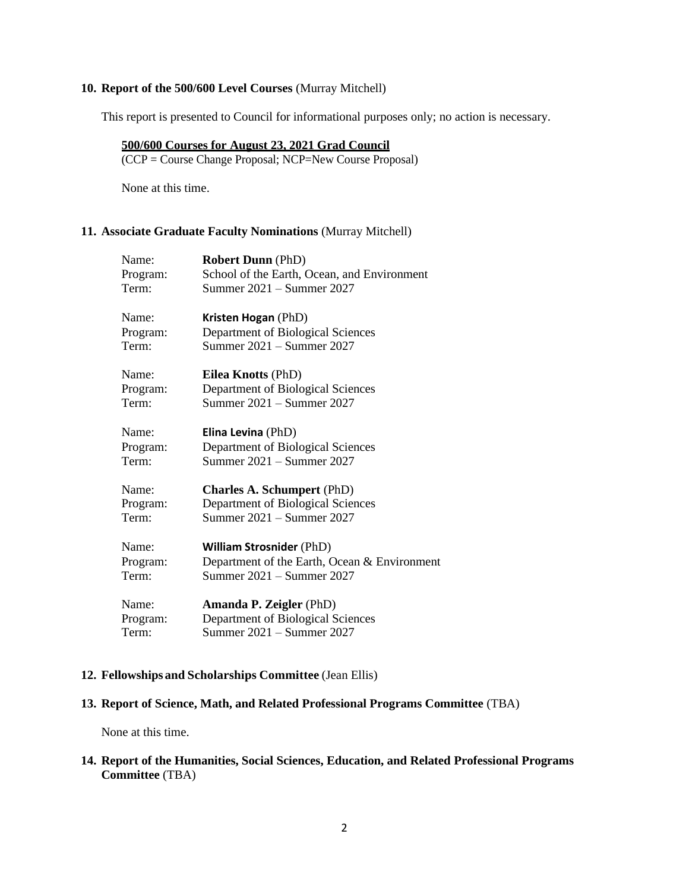**10. Report of the 500/600 Level Courses** (Murray Mitchell)

This report is presented to Council for informational purposes only; no action is necessary.

**500/600 Courses for August 23, 2021 Grad Council**
(CCP = Course Change Proposal; NCP=New Course Proposal)

None at this time.

**11. Associate Graduate Faculty Nominations** (Murray Mitchell)

Name: **Robert Dunn** (PhD)
Program: School of the Earth, Ocean, and Environment
Term: Summer 2021 – Summer 2027

Name: **Kristen Hogan** (PhD)
Program: Department of Biological Sciences
Term: Summer 2021 – Summer 2027

Name: **Eilea Knotts** (PhD)
Program: Department of Biological Sciences
Term: Summer 2021 – Summer 2027

Name: **Elina Levina** (PhD)
Program: Department of Biological Sciences
Term: Summer 2021 – Summer 2027

Name: **Charles A. Schumpert** (PhD)
Program: Department of Biological Sciences
Term: Summer 2021 – Summer 2027

Name: **William Strosnider** (PhD)
Program: Department of the Earth, Ocean & Environment
Term: Summer 2021 – Summer 2027

Name: **Amanda P. Zeigler** (PhD)
Program: Department of Biological Sciences
Term: Summer 2021 – Summer 2027

**12. Fellowships and Scholarships Committee** (Jean Ellis)

**13. Report of Science, Math, and Related Professional Programs Committee** (TBA)

None at this time.

**14. Report of the Humanities, Social Sciences, Education, and Related Professional Programs Committee** (TBA)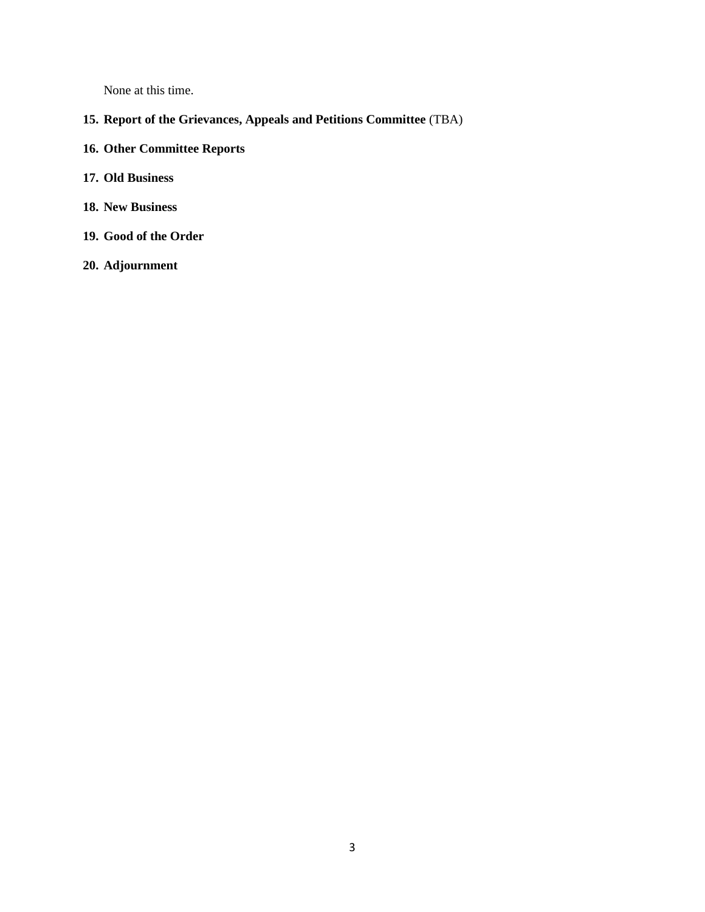None at this time.

15. **Report of the Grievances, Appeals and Petitions Committee** (TBA)

16. **Other Committee Reports**

17. **Old Business**

18. **New Business**

19. **Good of the Order**

20. **Adjournment**